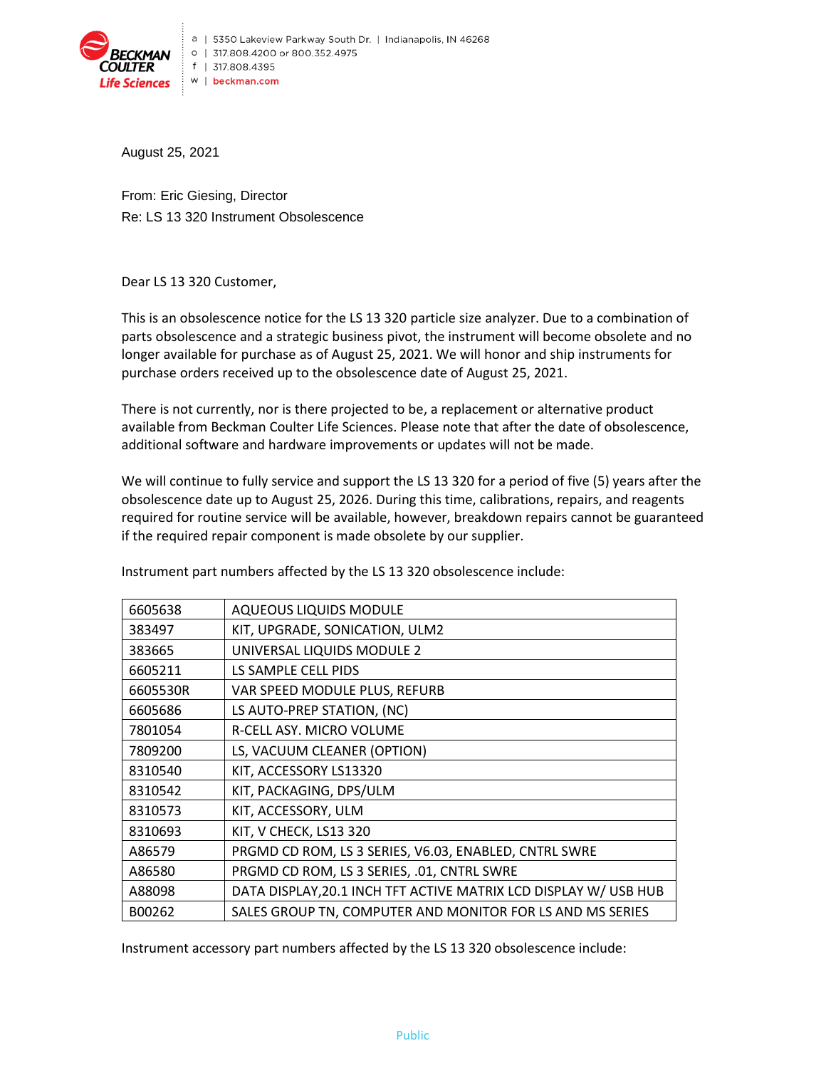BECKMAN COULTER Life Sciences

a | 5350 Lakeview Parkway South Dr. | Indianapolis, IN 46268
o | 317.808.4200 or 800.352.4975
f | 317.808.4395
w | beckman.com

August 25, 2021

From: Eric Giesing, Director
Re: LS 13 320 Instrument Obsolescence

Dear LS 13 320 Customer,

This is an obsolescence notice for the LS 13 320 particle size analyzer. Due to a combination of parts obsolescence and a strategic business pivot, the instrument will become obsolete and no longer available for purchase as of August 25, 2021. We will honor and ship instruments for purchase orders received up to the obsolescence date of August 25, 2021.

There is not currently, nor is there projected to be, a replacement or alternative product available from Beckman Coulter Life Sciences. Please note that after the date of obsolescence, additional software and hardware improvements or updates will not be made.

We will continue to fully service and support the LS 13 320 for a period of five (5) years after the obsolescence date up to August 25, 2026. During this time, calibrations, repairs, and reagents required for routine service will be available, however, breakdown repairs cannot be guaranteed if the required repair component is made obsolete by our supplier.

Instrument part numbers affected by the LS 13 320 obsolescence include:

| | |
|---|---|
| 6605638 | AQUEOUS LIQUIDS MODULE |
| 383497 | KIT, UPGRADE, SONICATION, ULM2 |
| 383665 | UNIVERSAL LIQUIDS MODULE 2 |
| 6605211 | LS SAMPLE CELL PIDS |
| 6605530R | VAR SPEED MODULE PLUS, REFURB |
| 6605686 | LS AUTO-PREP STATION, (NC) |
| 7801054 | R-CELL ASY. MICRO VOLUME |
| 7809200 | LS, VACUUM CLEANER (OPTION) |
| 8310540 | KIT, ACCESSORY LS13320 |
| 8310542 | KIT, PACKAGING, DPS/ULM |
| 8310573 | KIT, ACCESSORY, ULM |
| 8310693 | KIT, V CHECK, LS13 320 |
| A86579 | PRGMD CD ROM, LS 3 SERIES, V6.03, ENABLED, CNTRL SWRE |
| A86580 | PRGMD CD ROM, LS 3 SERIES, .01, CNTRL SWRE |
| A88098 | DATA DISPLAY,20.1 INCH TFT ACTIVE MATRIX LCD DISPLAY W/ USB HUB |
| B00262 | SALES GROUP TN, COMPUTER AND MONITOR FOR LS AND MS SERIES |

Instrument accessory part numbers affected by the LS 13 320 obsolescence include: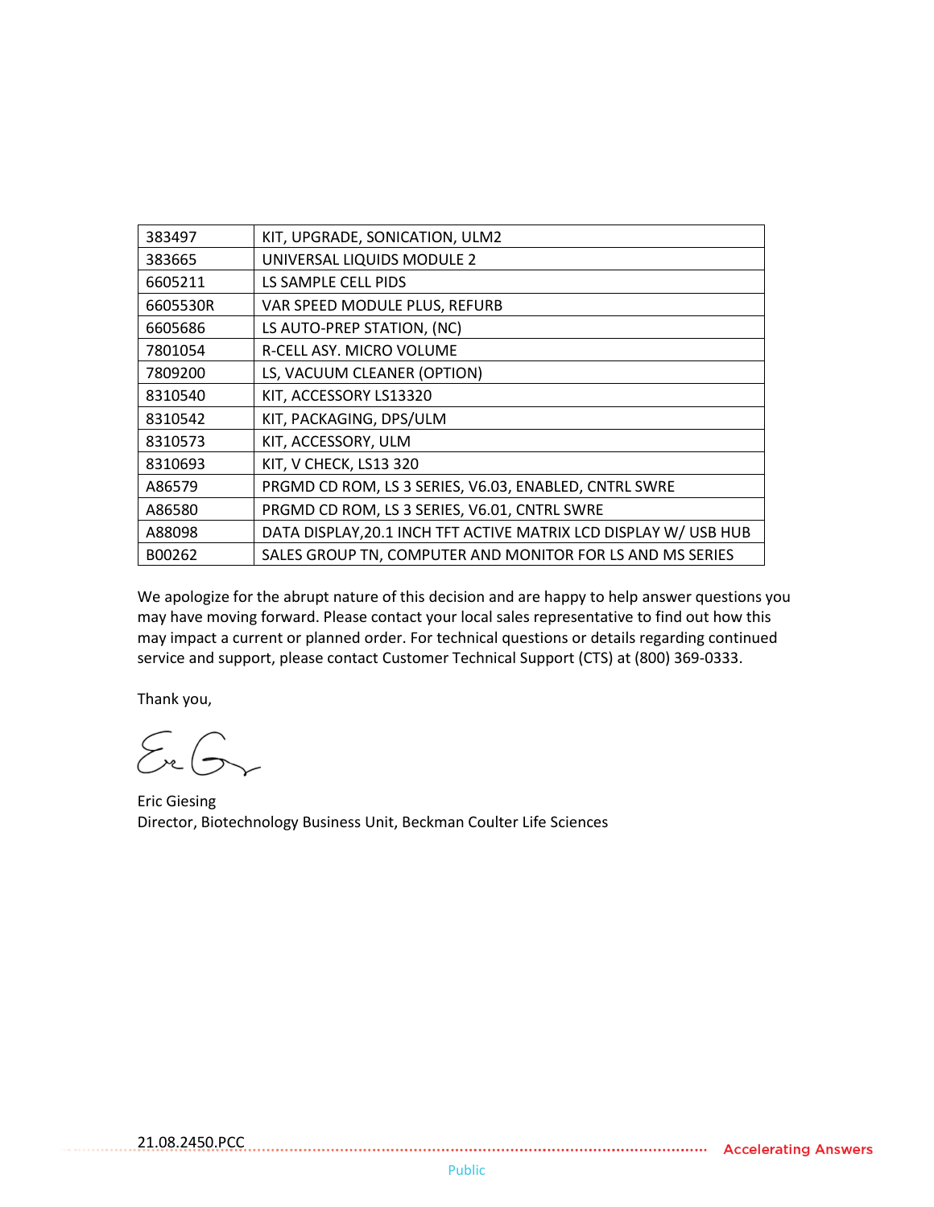| | |
|---|---|
| 383497 | KIT, UPGRADE, SONICATION, ULM2 |
| 383665 | UNIVERSAL LIQUIDS MODULE 2 |
| 6605211 | LS SAMPLE CELL PIDS |
| 6605530R | VAR SPEED MODULE PLUS, REFURB |
| 6605686 | LS AUTO-PREP STATION, (NC) |
| 7801054 | R-CELL ASY. MICRO VOLUME |
| 7809200 | LS, VACUUM CLEANER (OPTION) |
| 8310540 | KIT, ACCESSORY LS13320 |
| 8310542 | KIT, PACKAGING, DPS/ULM |
| 8310573 | KIT, ACCESSORY, ULM |
| 8310693 | KIT, V CHECK, LS13 320 |
| A86579 | PRGMD CD ROM, LS 3 SERIES, V6.03, ENABLED, CNTRL SWRE |
| A86580 | PRGMD CD ROM, LS 3 SERIES, V6.01, CNTRL SWRE |
| A88098 | DATA DISPLAY,20.1 INCH TFT ACTIVE MATRIX LCD DISPLAY W/ USB HUB |
| B00262 | SALES GROUP TN, COMPUTER AND MONITOR FOR LS AND MS SERIES |

We apologize for the abrupt nature of this decision and are happy to help answer questions you may have moving forward. Please contact your local sales representative to find out how this may impact a current or planned order. For technical questions or details regarding continued service and support, please contact Customer Technical Support (CTS) at (800) 369-0333.

Thank you,

Eric Giesing
Director, Biotechnology Business Unit, Beckman Coulter Life Sciences

21.08.2450.PCC